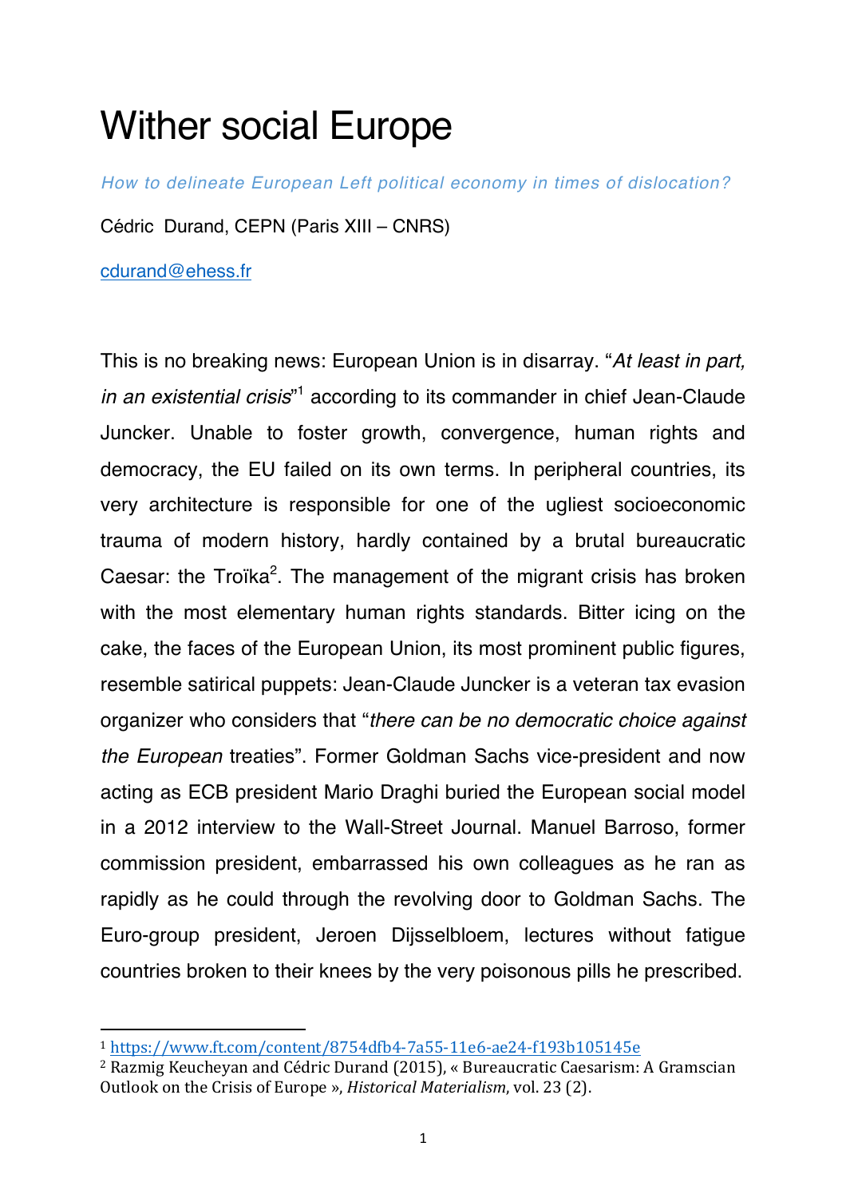# Wither social Europe

*How to delineate European Left political economy in times of dislocation?*

Cédric Durand, CEPN (Paris XIII – CNRS)

cdurand@ehess.fr

This is no breaking news: European Union is in disarray. "*At least in part, in an existential crisis*"[1] according to its commander in chief Jean-Claude Juncker. Unable to foster growth, convergence, human rights and democracy, the EU failed on its own terms. In peripheral countries, its very architecture is responsible for one of the ugliest socioeconomic trauma of modern history, hardly contained by a brutal bureaucratic Caesar: the Troïka[2]. The management of the migrant crisis has broken with the most elementary human rights standards. Bitter icing on the cake, the faces of the European Union, its most prominent public figures, resemble satirical puppets: Jean-Claude Juncker is a veteran tax evasion organizer who considers that "*there can be no democratic choice against the European* treaties". Former Goldman Sachs vice-president and now acting as ECB president Mario Draghi buried the European social model in a 2012 interview to the Wall-Street Journal. Manuel Barroso, former commission president, embarrassed his own colleagues as he ran as rapidly as he could through the revolving door to Goldman Sachs. The Euro-group president, Jeroen Dijsselbloem, lectures without fatigue countries broken to their knees by the very poisonous pills he prescribed.

---

[1] https://www.ft.com/content/8754dfb4-7a55-11e6-ae24-f193b105145e

[2] Razmig Keucheyan and Cédric Durand (2015), « Bureaucratic Caesarism: A Gramscian Outlook on the Crisis of Europe », *Historical Materialism*, vol. 23 (2).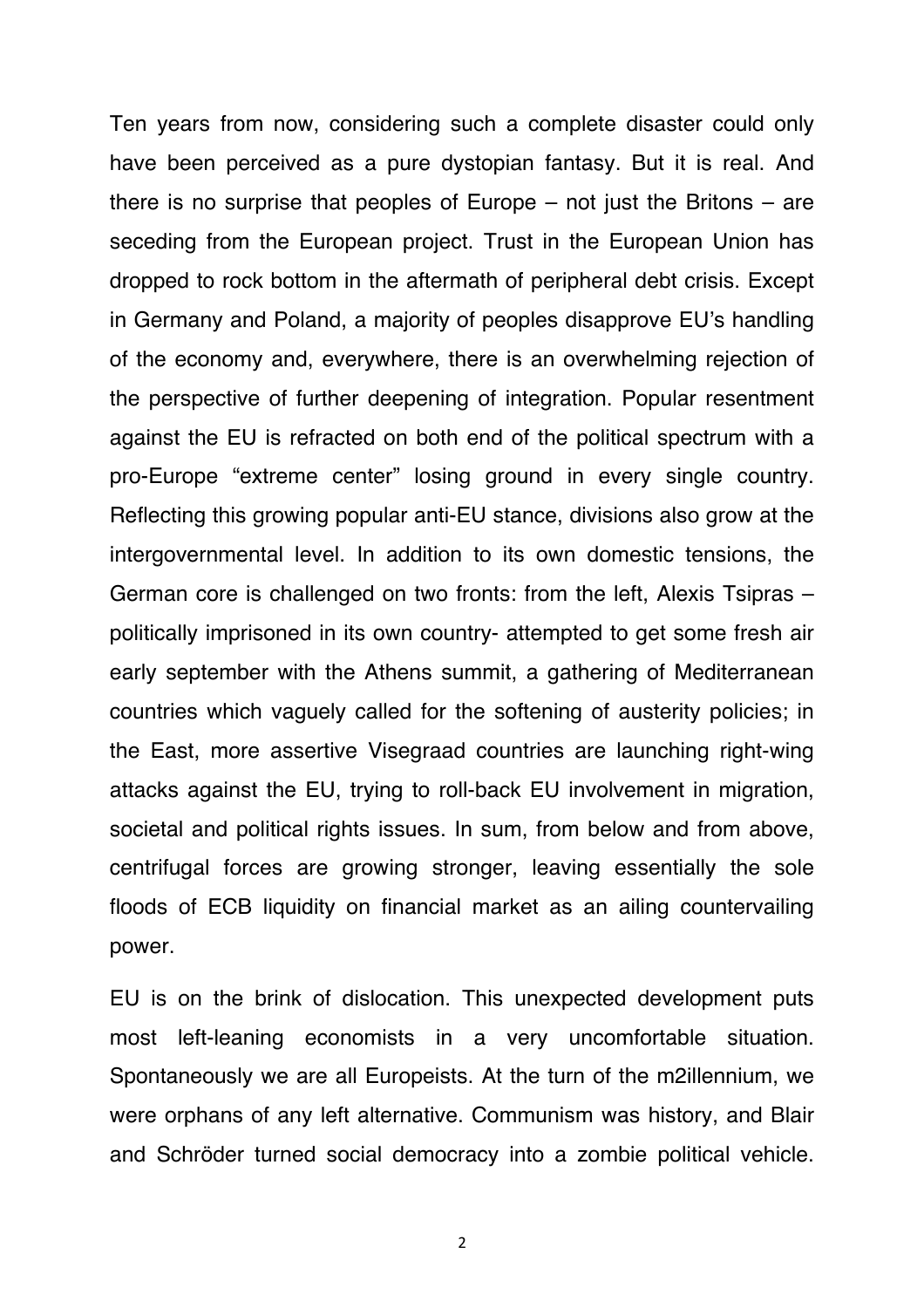Ten years from now, considering such a complete disaster could only have been perceived as a pure dystopian fantasy. But it is real. And there is no surprise that peoples of Europe – not just the Britons – are seceding from the European project. Trust in the European Union has dropped to rock bottom in the aftermath of peripheral debt crisis. Except in Germany and Poland, a majority of peoples disapprove EU's handling of the economy and, everywhere, there is an overwhelming rejection of the perspective of further deepening of integration. Popular resentment against the EU is refracted on both end of the political spectrum with a pro-Europe "extreme center" losing ground in every single country. Reflecting this growing popular anti-EU stance, divisions also grow at the intergovernmental level. In addition to its own domestic tensions, the German core is challenged on two fronts: from the left, Alexis Tsipras – politically imprisoned in its own country- attempted to get some fresh air early september with the Athens summit, a gathering of Mediterranean countries which vaguely called for the softening of austerity policies; in the East, more assertive Visegraad countries are launching right-wing attacks against the EU, trying to roll-back EU involvement in migration, societal and political rights issues. In sum, from below and from above, centrifugal forces are growing stronger, leaving essentially the sole floods of ECB liquidity on financial market as an ailing countervailing power.

EU is on the brink of dislocation. This unexpected development puts most left-leaning economists in a very uncomfortable situation. Spontaneously we are all Europeists. At the turn of the m2illennium, we were orphans of any left alternative. Communism was history, and Blair and Schröder turned social democracy into a zombie political vehicle.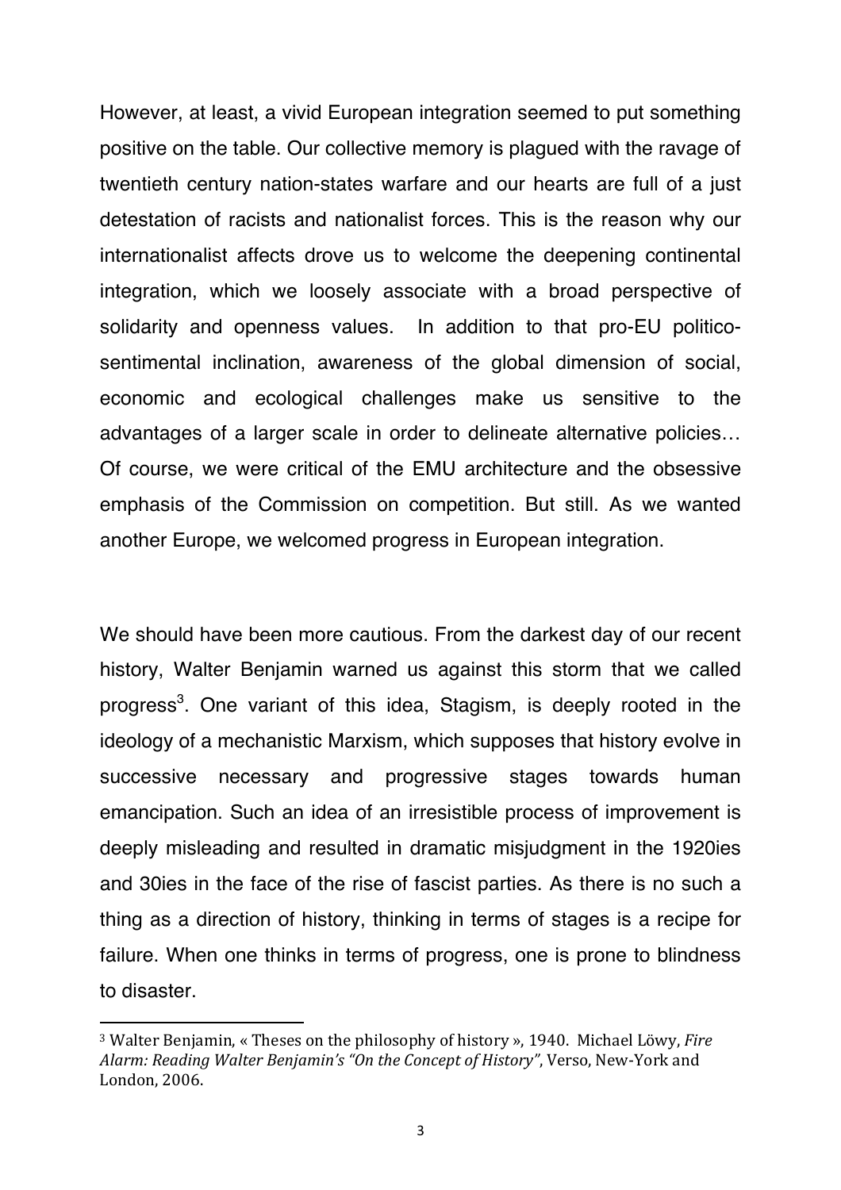However, at least, a vivid European integration seemed to put something positive on the table. Our collective memory is plagued with the ravage of twentieth century nation-states warfare and our hearts are full of a just detestation of racists and nationalist forces. This is the reason why our internationalist affects drove us to welcome the deepening continental integration, which we loosely associate with a broad perspective of solidarity and openness values. In addition to that pro-EU politico-sentimental inclination, awareness of the global dimension of social, economic and ecological challenges make us sensitive to the advantages of a larger scale in order to delineate alternative policies… Of course, we were critical of the EMU architecture and the obsessive emphasis of the Commission on competition. But still. As we wanted another Europe, we welcomed progress in European integration.

We should have been more cautious. From the darkest day of our recent history, Walter Benjamin warned us against this storm that we called progress[3]. One variant of this idea, Stagism, is deeply rooted in the ideology of a mechanistic Marxism, which supposes that history evolve in successive necessary and progressive stages towards human emancipation. Such an idea of an irresistible process of improvement is deeply misleading and resulted in dramatic misjudgment in the 1920ies and 30ies in the face of the rise of fascist parties. As there is no such a thing as a direction of history, thinking in terms of stages is a recipe for failure. When one thinks in terms of progress, one is prone to blindness to disaster.

---

[3] Walter Benjamin, « Theses on the philosophy of history », 1940. Michael Löwy, *Fire Alarm: Reading Walter Benjamin's "On the Concept of History"*, Verso, New-York and London, 2006.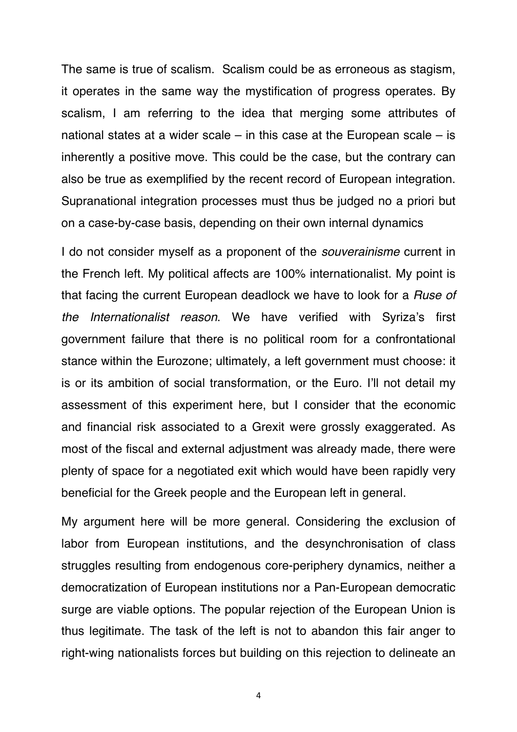The same is true of scalism. Scalism could be as erroneous as stagism, it operates in the same way the mystification of progress operates. By scalism, I am referring to the idea that merging some attributes of national states at a wider scale – in this case at the European scale – is inherently a positive move. This could be the case, but the contrary can also be true as exemplified by the recent record of European integration. Supranational integration processes must thus be judged no a priori but on a case-by-case basis, depending on their own internal dynamics

I do not consider myself as a proponent of the *souverainisme* current in the French left. My political affects are 100% internationalist. My point is that facing the current European deadlock we have to look for a *Ruse of the Internationalist reason*. We have verified with Syriza's first government failure that there is no political room for a confrontational stance within the Eurozone; ultimately, a left government must choose: it is or its ambition of social transformation, or the Euro. I'll not detail my assessment of this experiment here, but I consider that the economic and financial risk associated to a Grexit were grossly exaggerated. As most of the fiscal and external adjustment was already made, there were plenty of space for a negotiated exit which would have been rapidly very beneficial for the Greek people and the European left in general.

My argument here will be more general. Considering the exclusion of labor from European institutions, and the desynchronisation of class struggles resulting from endogenous core-periphery dynamics, neither a democratization of European institutions nor a Pan-European democratic surge are viable options. The popular rejection of the European Union is thus legitimate. The task of the left is not to abandon this fair anger to right-wing nationalists forces but building on this rejection to delineate an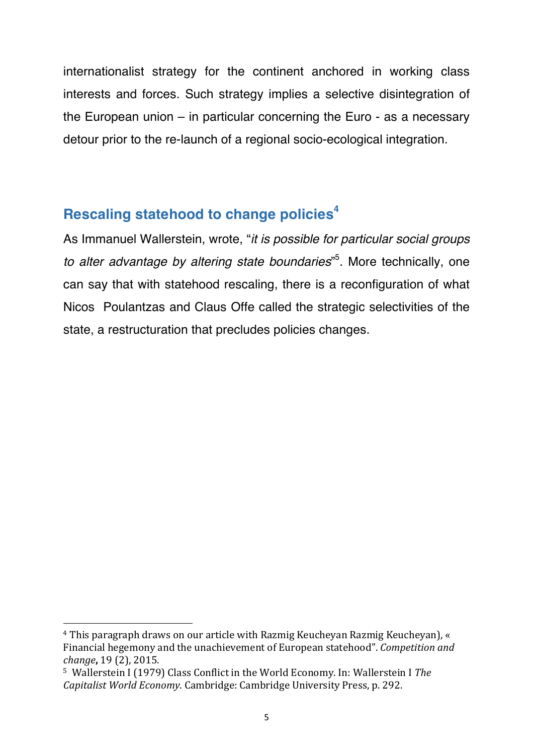internationalist strategy for the continent anchored in working class interests and forces. Such strategy implies a selective disintegration of the European union – in particular concerning the Euro - as a necessary detour prior to the re-launch of a regional socio-ecological integration.

## Rescaling statehood to change policies[4]

As Immanuel Wallerstein, wrote, "*it is possible for particular social groups to alter advantage by altering state boundaries*"[5]. More technically, one can say that with statehood rescaling, there is a reconfiguration of what Nicos Poulantzas and Claus Offe called the strategic selectivities of the state, a restructuration that precludes policies changes.

---

[4] This paragraph draws on our article with Razmig Keucheyan Razmig Keucheyan), « Financial hegemony and the unachievement of European statehood". *Competition and change***,** 19 (2), 2015.

[5] Wallerstein I (1979) Class Conflict in the World Economy. In: Wallerstein I *The Capitalist World Economy.* Cambridge: Cambridge University Press, p. 292.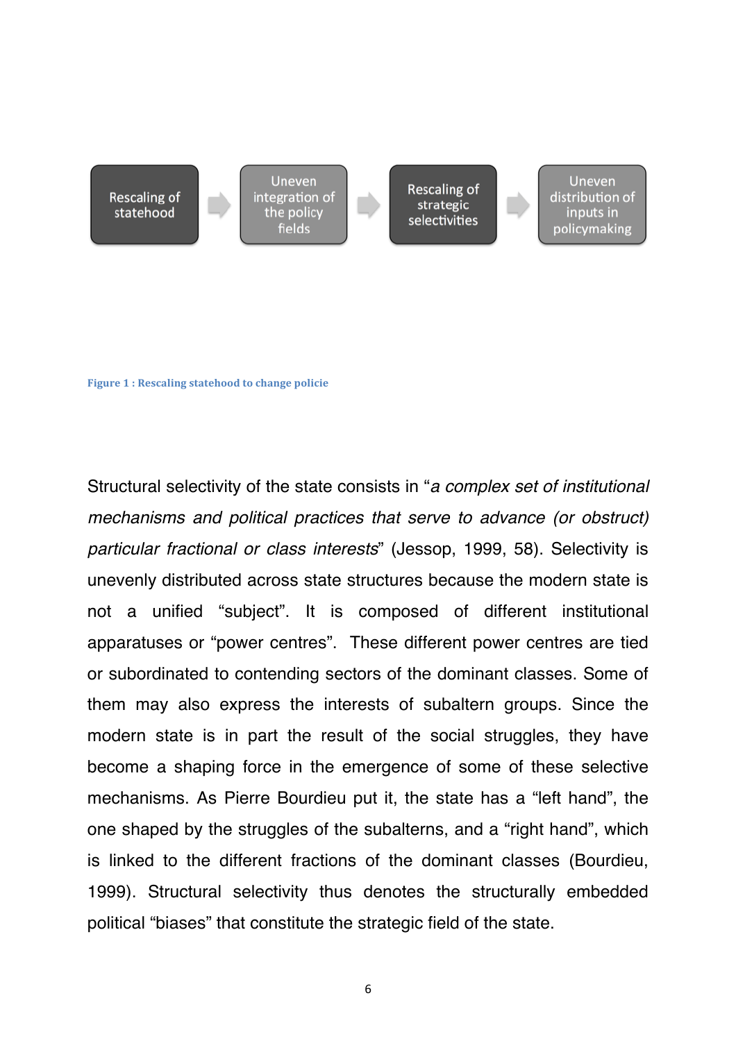Rescaling of statehood → Uneven integration of the policy fields → Rescaling of strategic selectivities → Uneven distribution of inputs in policymaking

**Figure 1 : Rescaling statehood to change policie**

Structural selectivity of the state consists in "*a complex set of institutional mechanisms and political practices that serve to advance (or obstruct) particular fractional or class interests*" (Jessop, 1999, 58). Selectivity is unevenly distributed across state structures because the modern state is not a unified "subject". It is composed of different institutional apparatuses or "power centres". These different power centres are tied or subordinated to contending sectors of the dominant classes. Some of them may also express the interests of subaltern groups. Since the modern state is in part the result of the social struggles, they have become a shaping force in the emergence of some of these selective mechanisms. As Pierre Bourdieu put it, the state has a "left hand", the one shaped by the struggles of the subalterns, and a "right hand", which is linked to the different fractions of the dominant classes (Bourdieu, 1999). Structural selectivity thus denotes the structurally embedded political "biases" that constitute the strategic field of the state.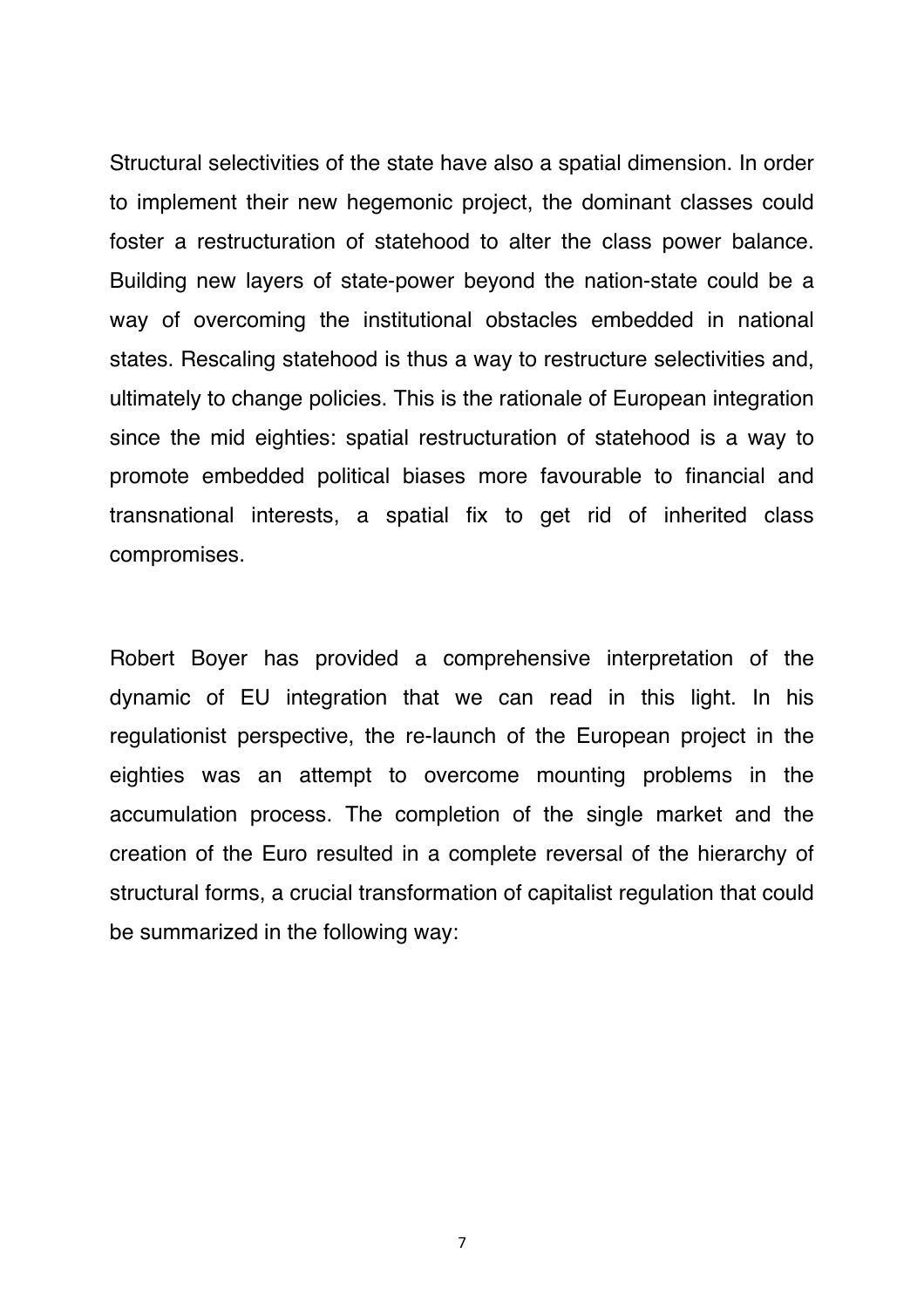Structural selectivities of the state have also a spatial dimension. In order to implement their new hegemonic project, the dominant classes could foster a restructuration of statehood to alter the class power balance. Building new layers of state-power beyond the nation-state could be a way of overcoming the institutional obstacles embedded in national states. Rescaling statehood is thus a way to restructure selectivities and, ultimately to change policies. This is the rationale of European integration since the mid eighties: spatial restructuration of statehood is a way to promote embedded political biases more favourable to financial and transnational interests, a spatial fix to get rid of inherited class compromises.

Robert Boyer has provided a comprehensive interpretation of the dynamic of EU integration that we can read in this light. In his regulationist perspective, the re-launch of the European project in the eighties was an attempt to overcome mounting problems in the accumulation process. The completion of the single market and the creation of the Euro resulted in a complete reversal of the hierarchy of structural forms, a crucial transformation of capitalist regulation that could be summarized in the following way: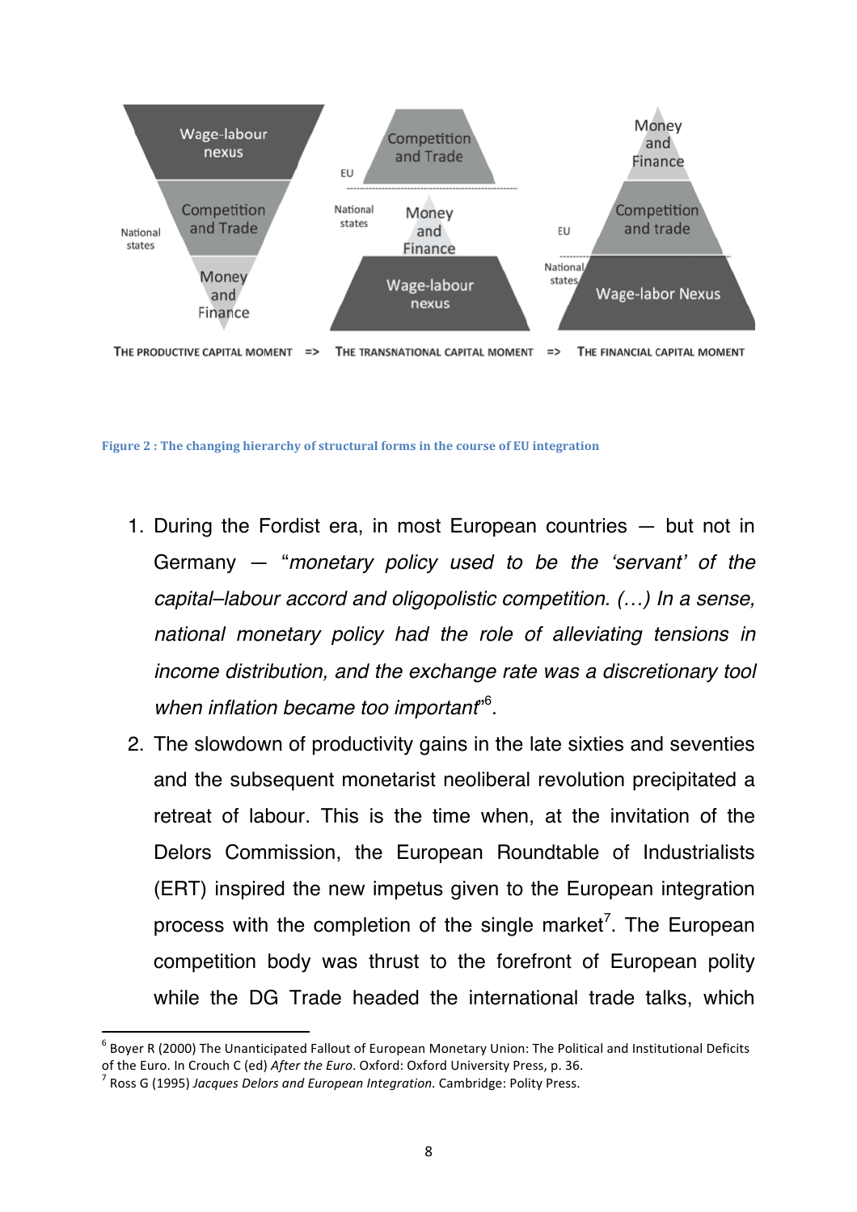Figure 2 : The changing hierarchy of structural forms in the course of EU integration

1. During the Fordist era, in most European countries — but not in Germany — "*monetary policy used to be the 'servant' of the capital–labour accord and oligopolistic competition. (…) In a sense, national monetary policy had the role of alleviating tensions in income distribution, and the exchange rate was a discretionary tool when inflation became too important*"[6].
2. The slowdown of productivity gains in the late sixties and seventies and the subsequent monetarist neoliberal revolution precipitated a retreat of labour. This is the time when, at the invitation of the Delors Commission, the European Roundtable of Industrialists (ERT) inspired the new impetus given to the European integration process with the completion of the single market[7]. The European competition body was thrust to the forefront of European polity while the DG Trade headed the international trade talks, which

[6] Boyer R (2000) The Unanticipated Fallout of European Monetary Union: The Political and Institutional Deficits of the Euro. In Crouch C (ed) *After the Euro*. Oxford: Oxford University Press, p. 36.

[7] Ross G (1995) *Jacques Delors and European Integration.* Cambridge: Polity Press.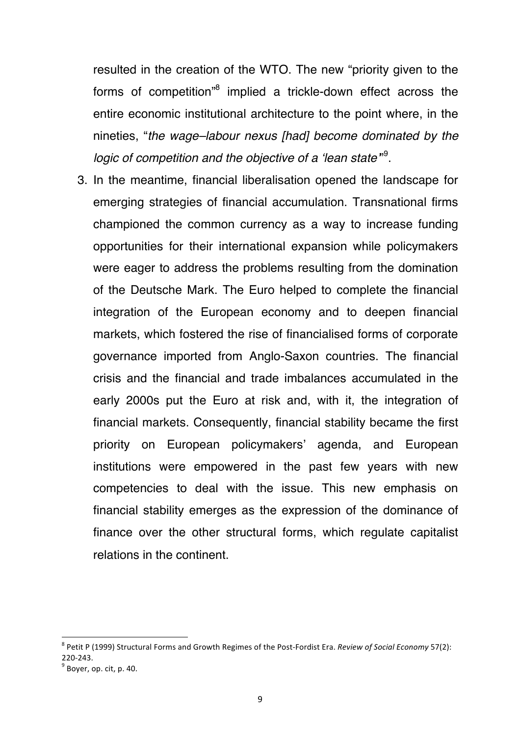resulted in the creation of the WTO. The new "priority given to the forms of competition"[8] implied a trickle-down effect across the entire economic institutional architecture to the point where, in the nineties, "*the wage–labour nexus [had] become dominated by the logic of competition and the objective of a 'lean state'*"[9].

3. In the meantime, financial liberalisation opened the landscape for emerging strategies of financial accumulation. Transnational firms championed the common currency as a way to increase funding opportunities for their international expansion while policymakers were eager to address the problems resulting from the domination of the Deutsche Mark. The Euro helped to complete the financial integration of the European economy and to deepen financial markets, which fostered the rise of financialised forms of corporate governance imported from Anglo-Saxon countries. The financial crisis and the financial and trade imbalances accumulated in the early 2000s put the Euro at risk and, with it, the integration of financial markets. Consequently, financial stability became the first priority on European policymakers' agenda, and European institutions were empowered in the past few years with new competencies to deal with the issue. This new emphasis on financial stability emerges as the expression of the dominance of finance over the other structural forms, which regulate capitalist relations in the continent.

---

[8] Petit P (1999) Structural Forms and Growth Regimes of the Post-Fordist Era. *Review of Social Economy* 57(2): 220-243.

[9] Boyer, op. cit, p. 40.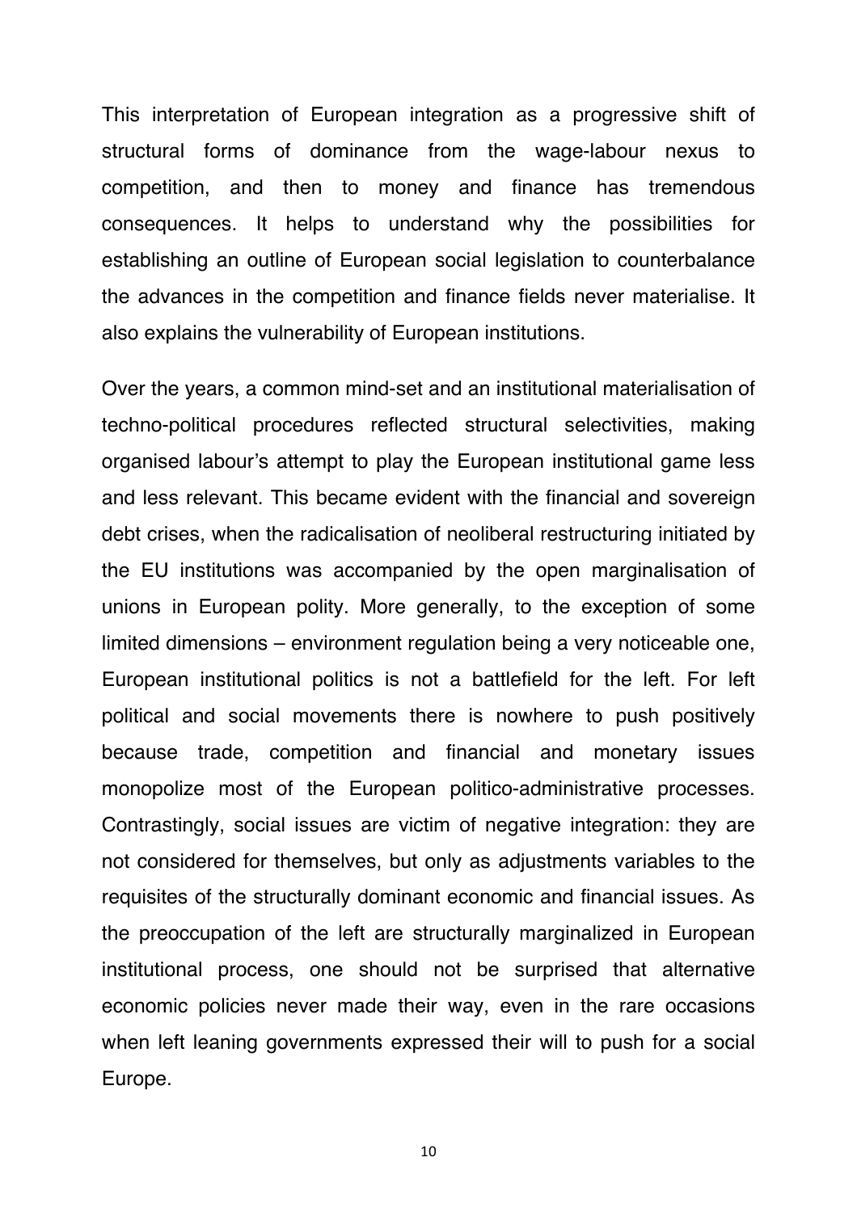This interpretation of European integration as a progressive shift of structural forms of dominance from the wage-labour nexus to competition, and then to money and finance has tremendous consequences. It helps to understand why the possibilities for establishing an outline of European social legislation to counterbalance the advances in the competition and finance fields never materialise. It also explains the vulnerability of European institutions.

Over the years, a common mind-set and an institutional materialisation of techno-political procedures reflected structural selectivities, making organised labour's attempt to play the European institutional game less and less relevant. This became evident with the financial and sovereign debt crises, when the radicalisation of neoliberal restructuring initiated by the EU institutions was accompanied by the open marginalisation of unions in European polity. More generally, to the exception of some limited dimensions – environment regulation being a very noticeable one, European institutional politics is not a battlefield for the left. For left political and social movements there is nowhere to push positively because trade, competition and financial and monetary issues monopolize most of the European politico-administrative processes. Contrastingly, social issues are victim of negative integration: they are not considered for themselves, but only as adjustments variables to the requisites of the structurally dominant economic and financial issues. As the preoccupation of the left are structurally marginalized in European institutional process, one should not be surprised that alternative economic policies never made their way, even in the rare occasions when left leaning governments expressed their will to push for a social Europe.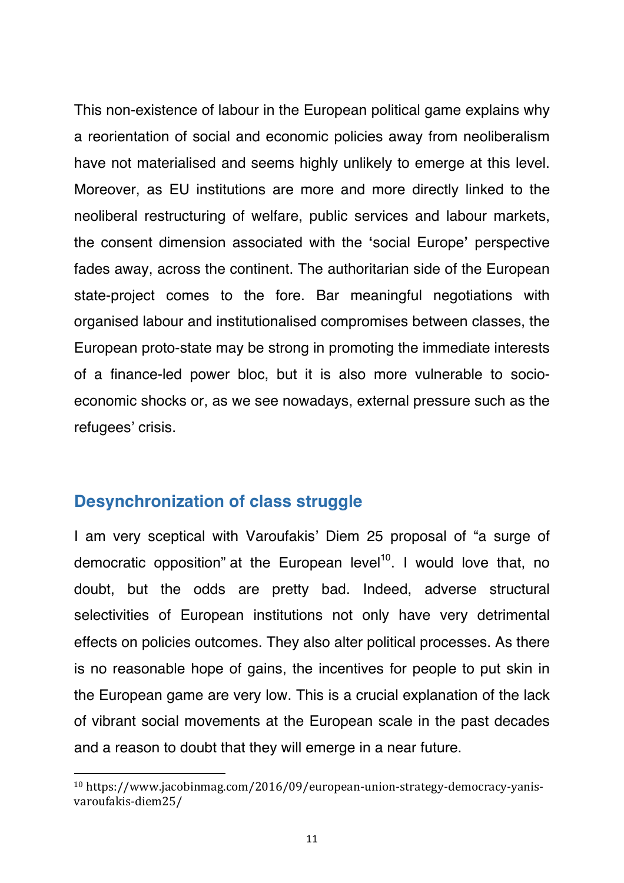This non-existence of labour in the European political game explains why a reorientation of social and economic policies away from neoliberalism have not materialised and seems highly unlikely to emerge at this level. Moreover, as EU institutions are more and more directly linked to the neoliberal restructuring of welfare, public services and labour markets, the consent dimension associated with the 'social Europe' perspective fades away, across the continent. The authoritarian side of the European state-project comes to the fore. Bar meaningful negotiations with organised labour and institutionalised compromises between classes, the European proto-state may be strong in promoting the immediate interests of a finance-led power bloc, but it is also more vulnerable to socio-economic shocks or, as we see nowadays, external pressure such as the refugees' crisis.

## Desynchronization of class struggle

I am very sceptical with Varoufakis' Diem 25 proposal of "a surge of democratic opposition" at the European level[10]. I would love that, no doubt, but the odds are pretty bad. Indeed, adverse structural selectivities of European institutions not only have very detrimental effects on policies outcomes. They also alter political processes. As there is no reasonable hope of gains, the incentives for people to put skin in the European game are very low. This is a crucial explanation of the lack of vibrant social movements at the European scale in the past decades and a reason to doubt that they will emerge in a near future.

[10] https://www.jacobinmag.com/2016/09/european-union-strategy-democracy-yanis-varoufakis-diem25/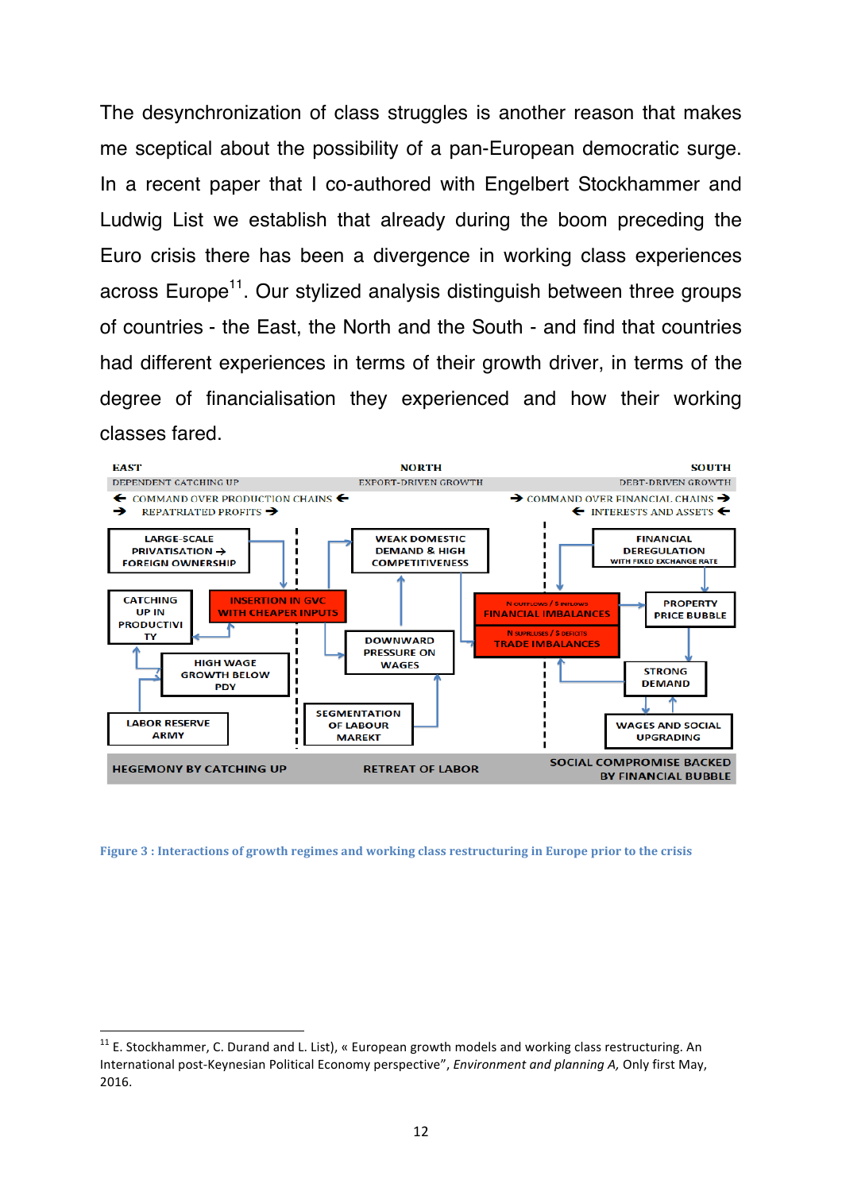The desynchronization of class struggles is another reason that makes me sceptical about the possibility of a pan-European democratic surge. In a recent paper that I co-authored with Engelbert Stockhammer and Ludwig List we establish that already during the boom preceding the Euro crisis there has been a divergence in working class experiences across Europe[11]. Our stylized analysis distinguish between three groups of countries - the East, the North and the South - and find that countries had different experiences in terms of their growth driver, in terms of the degree of financialisation they experienced and how their working classes fared.

| EAST | NORTH | SOUTH |
|---|---|---|
| DEPENDENT CATCHING UP | EXPORT-DRIVEN GROWTH | DEBT-DRIVEN GROWTH |
| ← COMMAND OVER PRODUCTION CHAINS ← / → REPATRIATED PROFITS → | | → COMMAND OVER FINANCIAL CHAINS → / ← INTERESTS AND ASSETS ← |
| LARGE-SCALE PRIVATISATION → FOREIGN OWNERSHIP | WEAK DOMESTIC DEMAND & HIGH COMPETITIVENESS | FINANCIAL DEREGULATION WITH FIXED EXCHANGE RATE |
| CATCHING UP IN PRODUCTIVITY | INSERTION IN GVC WITH CHEAPER INPUTS | N OUTFLOWS / S INFLOWS FINANCIAL IMBALANCES |
| HIGH WAGE GROWTH BELOW PDY | DOWNWARD PRESSURE ON WAGES | N SURPLUSES / S DEFICITS TRADE IMBALANCES |
| LABOR RESERVE ARMY | SEGMENTATION OF LABOUR MAREKT | PROPERTY PRICE BUBBLE |
| | | STRONG DEMAND |
| | | WAGES AND SOCIAL UPGRADING |
| HEGEMONY BY CATCHING UP | RETREAT OF LABOR | SOCIAL COMPROMISE BACKED BY FINANCIAL BUBBLE |

Figure 3 : Interactions of growth regimes and working class restructuring in Europe prior to the crisis

[11] E. Stockhammer, C. Durand and L. List), « European growth models and working class restructuring. An International post-Keynesian Political Economy perspective", *Environment and planning A,* Only first May, 2016.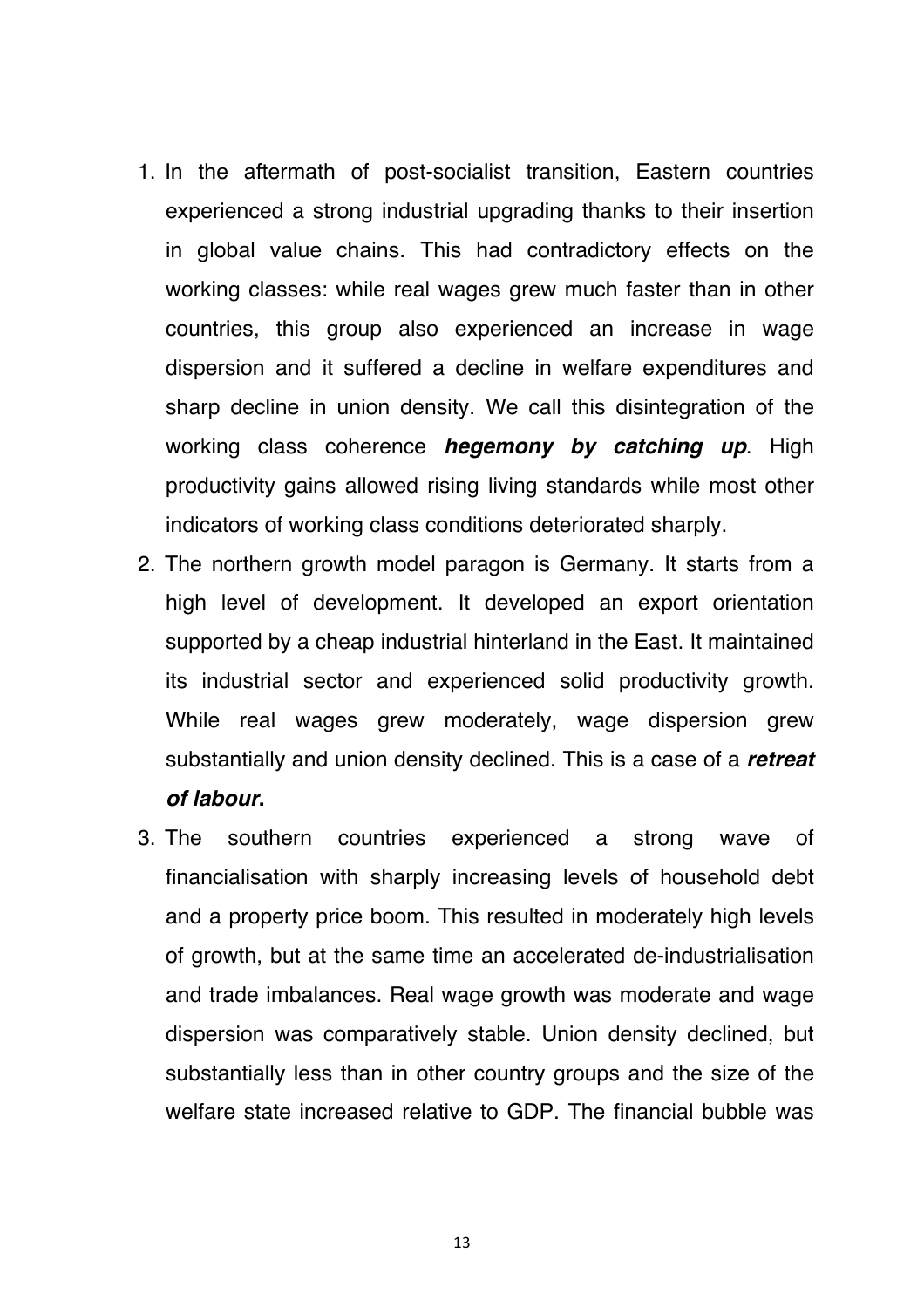1. In the aftermath of post-socialist transition, Eastern countries experienced a strong industrial upgrading thanks to their insertion in global value chains. This had contradictory effects on the working classes: while real wages grew much faster than in other countries, this group also experienced an increase in wage dispersion and it suffered a decline in welfare expenditures and sharp decline in union density. We call this disintegration of the working class coherence ***hegemony by catching up***. High productivity gains allowed rising living standards while most other indicators of working class conditions deteriorated sharply.
2. The northern growth model paragon is Germany. It starts from a high level of development. It developed an export orientation supported by a cheap industrial hinterland in the East. It maintained its industrial sector and experienced solid productivity growth. While real wages grew moderately, wage dispersion grew substantially and union density declined. This is a case of a ***retreat of labour*.**
3. The southern countries experienced a strong wave of financialisation with sharply increasing levels of household debt and a property price boom. This resulted in moderately high levels of growth, but at the same time an accelerated de-industrialisation and trade imbalances. Real wage growth was moderate and wage dispersion was comparatively stable. Union density declined, but substantially less than in other country groups and the size of the welfare state increased relative to GDP. The financial bubble was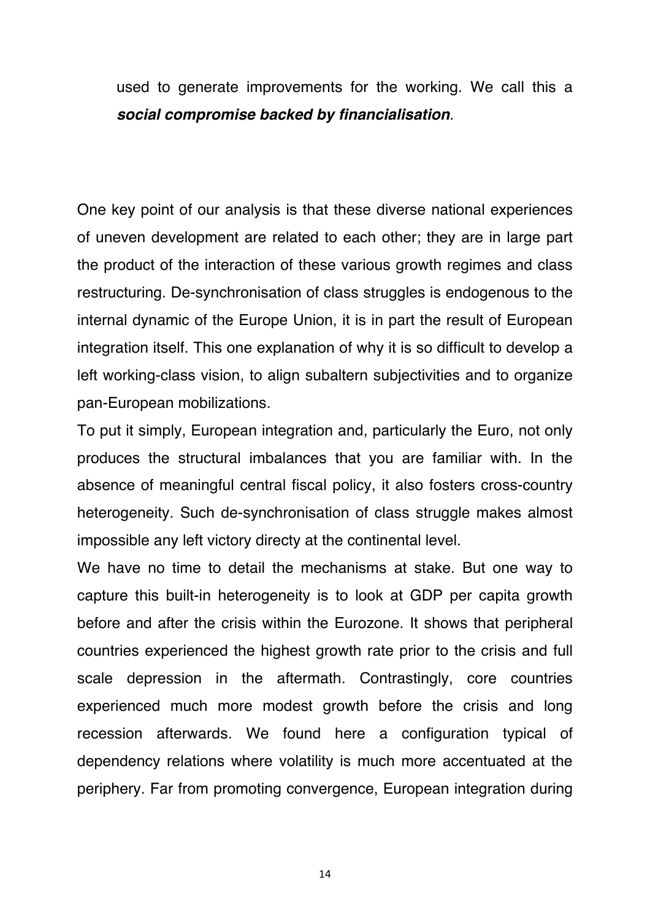used to generate improvements for the working. We call this a ***social compromise backed by financialisation***.

One key point of our analysis is that these diverse national experiences of uneven development are related to each other; they are in large part the product of the interaction of these various growth regimes and class restructuring. De-synchronisation of class struggles is endogenous to the internal dynamic of the Europe Union, it is in part the result of European integration itself. This one explanation of why it is so difficult to develop a left working-class vision, to align subaltern subjectivities and to organize pan-European mobilizations.

To put it simply, European integration and, particularly the Euro, not only produces the structural imbalances that you are familiar with. In the absence of meaningful central fiscal policy, it also fosters cross-country heterogeneity. Such de-synchronisation of class struggle makes almost impossible any left victory directy at the continental level.

We have no time to detail the mechanisms at stake. But one way to capture this built-in heterogeneity is to look at GDP per capita growth before and after the crisis within the Eurozone. It shows that peripheral countries experienced the highest growth rate prior to the crisis and full scale depression in the aftermath. Contrastingly, core countries experienced much more modest growth before the crisis and long recession afterwards. We found here a configuration typical of dependency relations where volatility is much more accentuated at the periphery. Far from promoting convergence, European integration during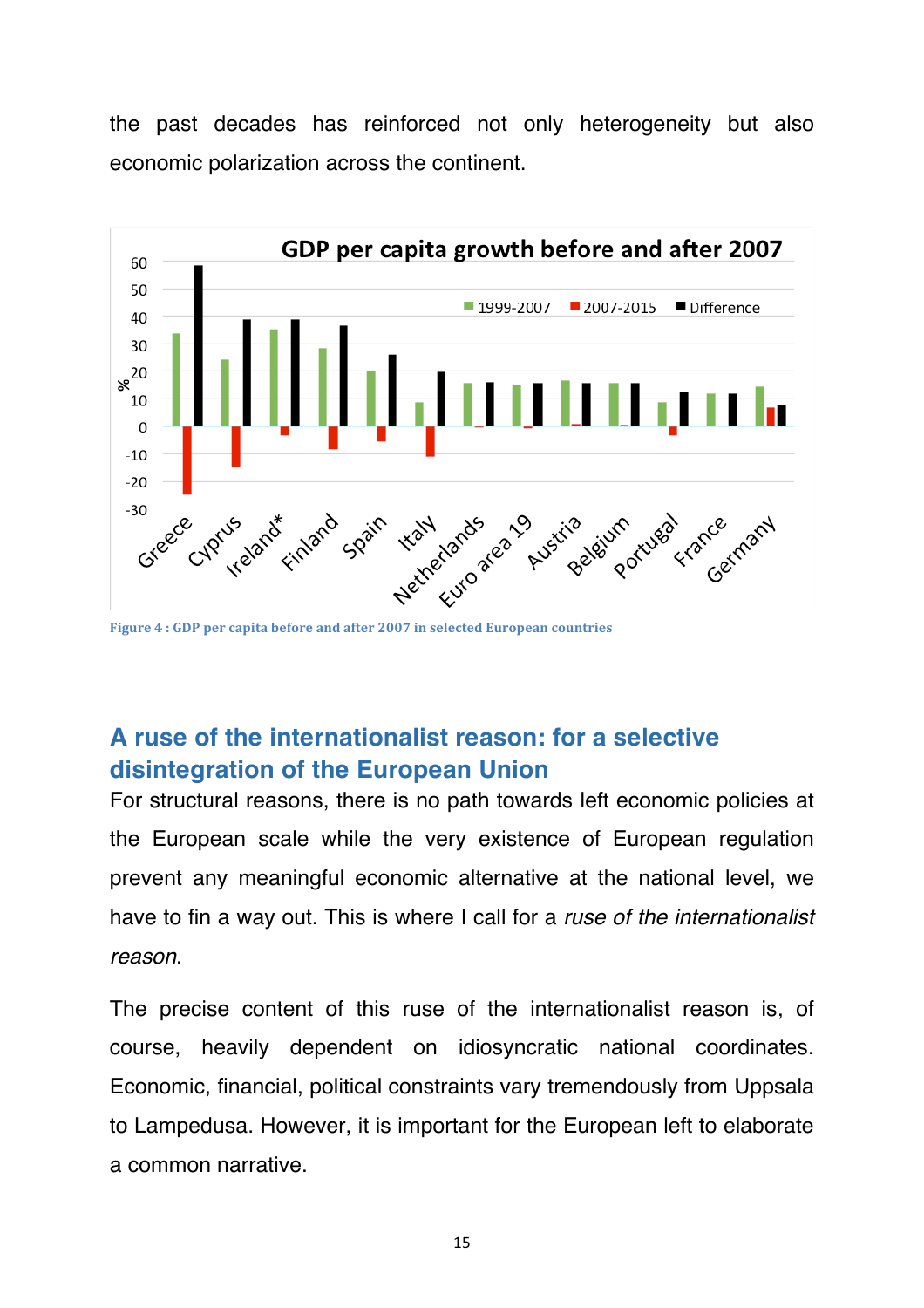the past decades has reinforced not only heterogeneity but also economic polarization across the continent.

Figure 4 : GDP per capita before and after 2007 in selected European countries

## A ruse of the internationalist reason: for a selective disintegration of the European Union

For structural reasons, there is no path towards left economic policies at the European scale while the very existence of European regulation prevent any meaningful economic alternative at the national level, we have to fin a way out. This is where I call for a *ruse of the internationalist reason*.

The precise content of this ruse of the internationalist reason is, of course, heavily dependent on idiosyncratic national coordinates. Economic, financial, political constraints vary tremendously from Uppsala to Lampedusa. However, it is important for the European left to elaborate a common narrative.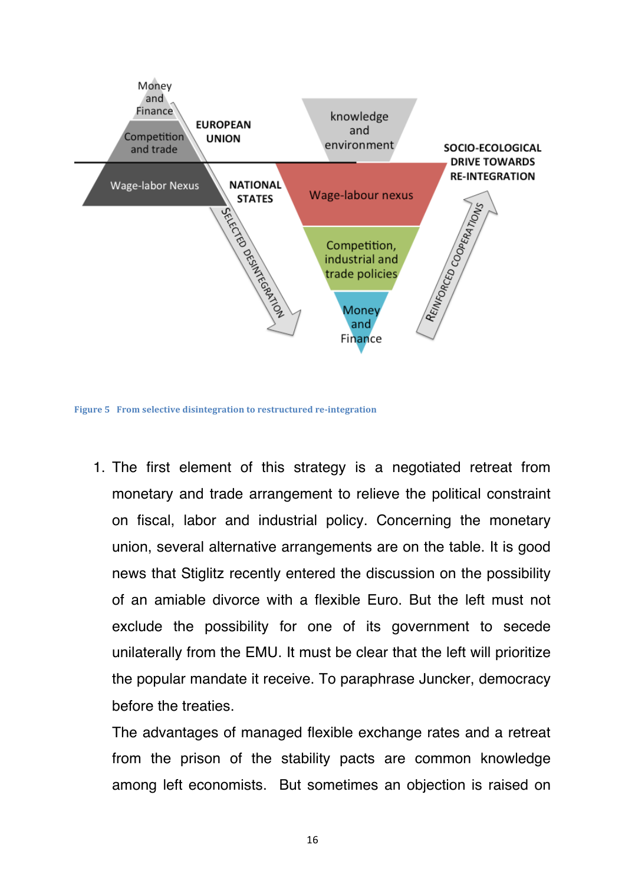Figure 5   From selective disintegration to restructured re-integration

1. The first element of this strategy is a negotiated retreat from monetary and trade arrangement to relieve the political constraint on fiscal, labor and industrial policy. Concerning the monetary union, several alternative arrangements are on the table. It is good news that Stiglitz recently entered the discussion on the possibility of an amiable divorce with a flexible Euro. But the left must not exclude the possibility for one of its government to secede unilaterally from the EMU. It must be clear that the left will prioritize the popular mandate it receive. To paraphrase Juncker, democracy before the treaties.

   The advantages of managed flexible exchange rates and a retreat from the prison of the stability pacts are common knowledge among left economists. But sometimes an objection is raised on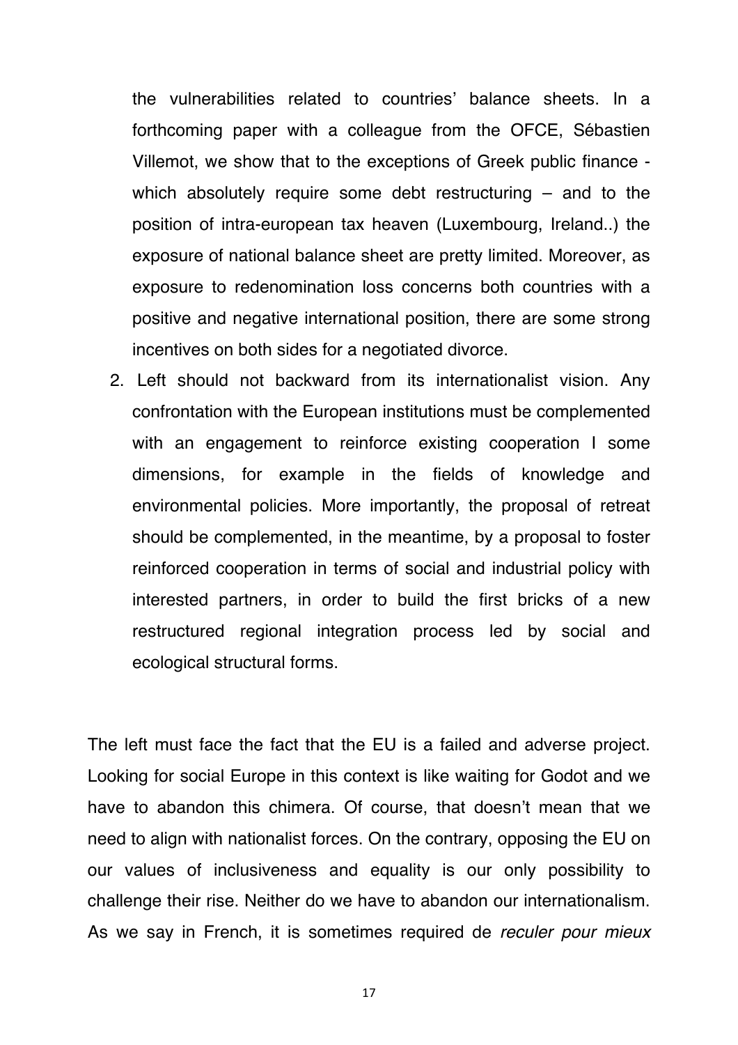the vulnerabilities related to countries' balance sheets. In a forthcoming paper with a colleague from the OFCE, Sébastien Villemot, we show that to the exceptions of Greek public finance - which absolutely require some debt restructuring – and to the position of intra-european tax heaven (Luxembourg, Ireland..) the exposure of national balance sheet are pretty limited. Moreover, as exposure to redenomination loss concerns both countries with a positive and negative international position, there are some strong incentives on both sides for a negotiated divorce.

2. Left should not backward from its internationalist vision. Any confrontation with the European institutions must be complemented with an engagement to reinforce existing cooperation I some dimensions, for example in the fields of knowledge and environmental policies. More importantly, the proposal of retreat should be complemented, in the meantime, by a proposal to foster reinforced cooperation in terms of social and industrial policy with interested partners, in order to build the first bricks of a new restructured regional integration process led by social and ecological structural forms.

The left must face the fact that the EU is a failed and adverse project. Looking for social Europe in this context is like waiting for Godot and we have to abandon this chimera. Of course, that doesn't mean that we need to align with nationalist forces. On the contrary, opposing the EU on our values of inclusiveness and equality is our only possibility to challenge their rise. Neither do we have to abandon our internationalism. As we say in French, it is sometimes required de *reculer pour mieux*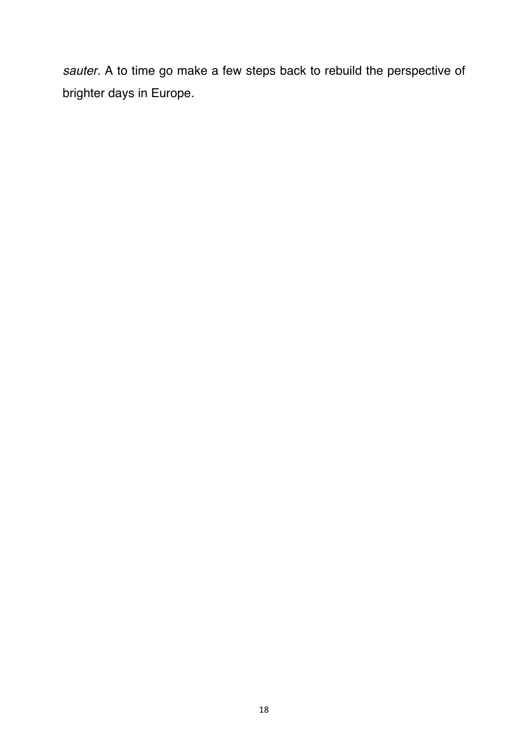*sauter*. A to time go make a few steps back to rebuild the perspective of brighter days in Europe.